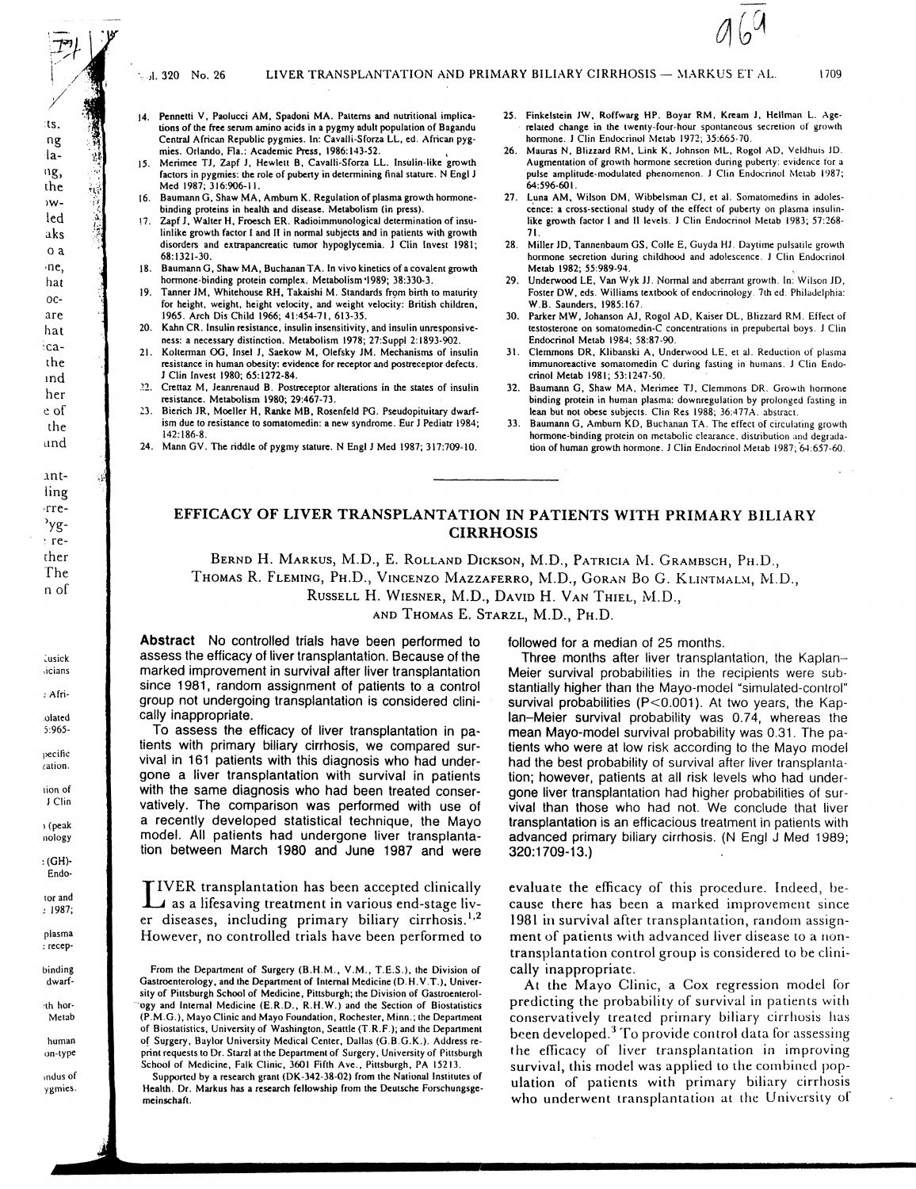14. Pennetti V, Paolucci AM, Spadoni MA. Patterns and nutritional implications of the free serum amino acids in a pygmy adult population of Bagandu Central African Republic pygmies. In: Cavalli-Sforza LL, ed. African pygmies. Orlando, Fla.: Academic Press, 1986:143-52.
15. Merimee TJ, Zapf J, Hewlett B, Cavalli-Sforza LL. Insulin-like growth factors in pygmies: the role of puberty in determining final stature. N Engl J Med 1987; 316:906-11.
16. Baumann G, Shaw MA, Amburn K. Regulation of plasma growth hormone-binding proteins in health and disease. Metabolism (in press).
17. Zapf J, Walter H, Froesch ER. Radioimmunological determination of insulinlike growth factor I and II in normal subjects and in patients with growth disorders and extrapancreatic tumor hypoglycemia. J Clin Invest 1981; 68:1321-30.
18. Baumann G, Shaw MA, Buchanan TA. In vivo kinetics of a covalent growth hormone-binding protein complex. Metabolism 1989; 38:330-3.
19. Tanner JM, Whitehouse RH, Takaishi M. Standards from birth to maturity for height, weight, height velocity, and weight velocity: British children, 1965. Arch Dis Child 1966; 41:454-71, 613-35.
20. Kahn CR. Insulin resistance, insulin insensitivity, and insulin unresponsiveness: a necessary distinction. Metabolism 1978; 27:Suppl 2:1893-902.
21. Kolterman OG, Insel J, Saekow M, Olefsky JM. Mechanisms of insulin resistance in human obesity: evidence for receptor and postreceptor defects. J Clin Invest 1980; 65:1272-84.
22. Crettaz M, Jeanrenaud B. Postreceptor alterations in the states of insulin resistance. Metabolism 1980; 29:467-73.
23. Bierich JR, Moeller H, Ranke MB, Rosenfeld PG. Pseudopituitary dwarfism due to resistance to somatomedin: a new syndrome. Eur J Pediatr 1984; 142:186-8.
24. Mann GV. The riddle of pygmy stature. N Engl J Med 1987; 317:709-10.
25. Finkelstein JW, Roffwarg HP, Boyar RM, Kream J, Hellman L. Age-related change in the twenty-four-hour spontaneous secretion of growth hormone. J Clin Endocrinol Metab 1972; 35:665-70.
26. Mauras N, Blizzard RM, Link K, Johnson ML, Rogol AD, Veldhuis JD. Augmentation of growth hormone secretion during puberty: evidence for a pulse amplitude-modulated phenomenon. J Clin Endocrinol Metab 1987; 64:596-601.
27. Luna AM, Wilson DM, Wibbelsman CJ, et al. Somatomedins in adolescence: a cross-sectional study of the effect of puberty on plasma insulin-like growth factor I and II levels. J Clin Endocrinol Metab 1983; 57:268-71.
28. Miller JD, Tannenbaum GS, Colle E, Guyda HJ. Daytime pulsatile growth hormone secretion during childhood and adolescence. J Clin Endocrinol Metab 1982; 55:989-94.
29. Underwood LE, Van Wyk JJ. Normal and aberrant growth. In: Wilson JD, Foster DW, eds. Williams textbook of endocrinology. 7th ed. Philadelphia: W.B. Saunders, 1985:167.
30. Parker MW, Johanson AJ, Rogol AD, Kaiser DL, Blizzard RM. Effect of testosterone on somatomedin-C concentrations in prepubertal boys. J Clin Endocrinol Metab 1984; 58:87-90.
31. Clemmons DR, Klibanski A, Underwood LE, et al. Reduction of plasma immunoreactive somatomedin C during fasting in humans. J Clin Endocrinol Metab 1981; 53:1247-50.
32. Baumann G, Shaw MA, Merimee TJ, Clemmons DR. Growth hormone binding protein in human plasma: downregulation by prolonged fasting in lean but not obese subjects. Clin Res 1988; 36:477A. abstract.
33. Baumann G, Amburn KD, Buchanan TA. The effect of circulating growth hormone-binding protein on metabolic clearance, distribution and degradation of human growth hormone. J Clin Endocrinol Metab 1987; 64:657-60.

---

# EFFICACY OF LIVER TRANSPLANTATION IN PATIENTS WITH PRIMARY BILIARY CIRRHOSIS

Bernd H. Markus, M.D., E. Rolland Dickson, M.D., Patricia M. Grambsch, Ph.D., Thomas R. Fleming, Ph.D., Vincenzo Mazzaferro, M.D., Goran Bo G. Klintmalm, M.D., Russell H. Wiesner, M.D., David H. Van Thiel, M.D., and Thomas E. Starzl, M.D., Ph.D.

**Abstract** No controlled trials have been performed to assess the efficacy of liver transplantation. Because of the marked improvement in survival after liver transplantation since 1981, random assignment of patients to a control group not undergoing transplantation is considered clinically inappropriate.

To assess the efficacy of liver transplantation in patients with primary biliary cirrhosis, we compared survival in 161 patients with this diagnosis who had undergone a liver transplantation with survival in patients with the same diagnosis who had been treated conservatively. The comparison was performed with use of a recently developed statistical technique, the Mayo model. All patients had undergone liver transplantation between March 1980 and June 1987 and were followed for a median of 25 months.

Three months after liver transplantation, the Kaplan–Meier survival probabilities in the recipients were substantially higher than the Mayo-model "simulated-control" survival probabilities ($P<0.001$). At two years, the Kaplan–Meier survival probability was 0.74, whereas the mean Mayo-model survival probability was 0.31. The patients who were at low risk according to the Mayo model had the best probability of survival after liver transplantation; however, patients at all risk levels who had undergone liver transplantation had higher probabilities of survival than those who had not. We conclude that liver transplantation is an efficacious treatment in patients with advanced primary biliary cirrhosis. (N Engl J Med 1989; 320:1709-13.)

Liver transplantation has been accepted clinically as a lifesaving treatment in various end-stage liver diseases, including primary biliary cirrhosis.[1,2] However, no controlled trials have been performed to evaluate the efficacy of this procedure. Indeed, because there has been a marked improvement since 1981 in survival after transplantation, random assignment of patients with advanced liver disease to a nontransplantation control group is considered to be clinically inappropriate.

At the Mayo Clinic, a Cox regression model for predicting the probability of survival in patients with conservatively treated primary biliary cirrhosis has been developed.[3] To provide control data for assessing the efficacy of liver transplantation in improving survival, this model was applied to the combined population of patients with primary biliary cirrhosis who underwent transplantation at the University of

From the Department of Surgery (B.H.M., V.M., T.E.S.), the Division of Gastroenterology, and the Department of Internal Medicine (D.H.V.T.), University of Pittsburgh School of Medicine, Pittsburgh; the Division of Gastroenterology and Internal Medicine (E.R.D., R.H.W.) and the Section of Biostatistics (P.M.G.), Mayo Clinic and Mayo Foundation, Rochester, Minn.; the Department of Biostatistics, University of Washington, Seattle (T.R.F.); and the Department of Surgery, Baylor University Medical Center, Dallas (G.B.G.K.). Address reprint requests to Dr. Starzl at the Department of Surgery, University of Pittsburgh School of Medicine, Falk Clinic, 3601 Fifth Ave., Pittsburgh, PA 15213.

Supported by a research grant (DK-342-38-02) from the National Institutes of Health. Dr. Markus has a research fellowship from the Deutsche Forschungsgemeinschaft.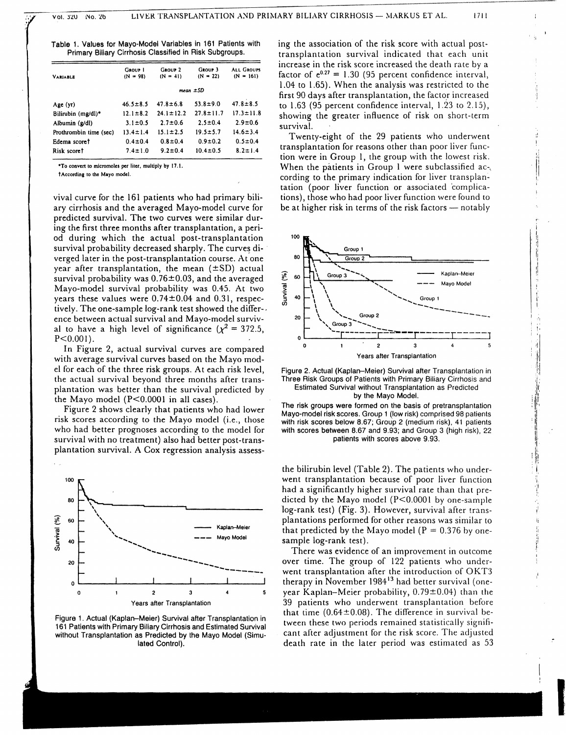Table 1. Values for Mayo-Model Variables in 161 Patients with Primary Biliary Cirrhosis Classified in Risk Subgroups.

| Variable | Group 1 (N = 98) | Group 2 (N = 41) | Group 3 (N = 22) | All Groups (N = 161) |
|---|---|---|---|---|
| | mean ±SD | | | |
| Age (yr) | 46.5±8.5 | 47.8±6.8 | 53.8±9.0 | 47.8±8.5 |
| Bilirubin (mg/dl)* | 12.1±8.2 | 24.1±12.2 | 27.8±11.7 | 17.3±11.8 |
| Albumin (g/dl) | 3.1±0.5 | 2.7±0.6 | 2.5±0.4 | 2.9±0.6 |
| Prothrombin time (sec) | 13.4±1.4 | 15.1±2.5 | 19.5±5.7 | 14.6±3.4 |
| Edema score† | 0.4±0.4 | 0.8±0.4 | 0.9±0.2 | 0.5±0.4 |
| Risk score† | 7.4±1.0 | 9.2±0.4 | 10.4±0.5 | 8.2±1.4 |

*To convert to micromoles per liter, multiply by 17.1.
†According to the Mayo model.

vival curve for the 161 patients who had primary biliary cirrhosis and the averaged Mayo-model curve for predicted survival. The two curves were similar during the first three months after transplantation, a period during which the actual post-transplantation survival probability decreased sharply. The curves diverged later in the post-transplantation course. At one year after transplantation, the mean (±SD) actual survival probability was 0.76±0.03, and the averaged Mayo-model survival probability was 0.45. At two years these values were 0.74±0.04 and 0.31, respectively. The one-sample log-rank test showed the difference between actual survival and Mayo-model survival to have a high level of significance ($\chi^2 = 372.5$, $P<0.001$).

In Figure 2, actual survival curves are compared with average survival curves based on the Mayo model for each of the three risk groups. At each risk level, the actual survival beyond three months after transplantation was better than the survival predicted by the Mayo model ($P<0.0001$ in all cases).

Figure 2 shows clearly that patients who had lower risk scores according to the Mayo model (i.e., those who had better prognoses according to the model for survival with no treatment) also had better post-transplantation survival. A Cox regression analysis assessing the association of the risk score with actual post-transplantation survival indicated that each unit increase in the risk score increased the death rate by a factor of $e^{0.27} = 1.30$ (95 percent confidence interval, 1.04 to 1.65). When the analysis was restricted to the first 90 days after transplantation, the factor increased to 1.63 (95 percent confidence interval, 1.23 to 2.15), showing the greater influence of risk on short-term survival.

Figure 1. Actual (Kaplan–Meier) Survival after Transplantation in 161 Patients with Primary Biliary Cirrhosis and Estimated Survival without Transplantation as Predicted by the Mayo Model (Simulated Control).

Twenty-eight of the 29 patients who underwent transplantation for reasons other than poor liver function were in Group 1, the group with the lowest risk. When the patients in Group 1 were subclassified according to the primary indication for liver transplantation (poor liver function or associated complications), those who had poor liver function were found to be at higher risk in terms of the risk factors — notably the bilirubin level (Table 2). The patients who underwent transplantation because of poor liver function had a significantly higher survival rate than that predicted by the Mayo model ($P<0.0001$ by one-sample log-rank test) (Fig. 3). However, survival after transplantations performed for other reasons was similar to that predicted by the Mayo model ($P = 0.376$ by one-sample log-rank test).

Figure 2. Actual (Kaplan–Meier) Survival after Transplantation in Three Risk Groups of Patients with Primary Biliary Cirrhosis and Estimated Survival without Transplantation as Predicted by the Mayo Model.

The risk groups were formed on the basis of pretransplantation Mayo-model risk scores. Group 1 (low risk) comprised 98 patients with risk scores below 8.67; Group 2 (medium risk), 41 patients with scores between 8.67 and 9.93; and Group 3 (high risk), 22 patients with scores above 9.93.

There was evidence of an improvement in outcome over time. The group of 122 patients who underwent transplantation after the introduction of OKT3 therapy in November 1984[13] had better survival (one-year Kaplan–Meier probability, 0.79±0.04) than the 39 patients who underwent transplantation before that time (0.64±0.08). The difference in survival between these two periods remained statistically significant after adjustment for the risk score. The adjusted death rate in the later period was estimated as 53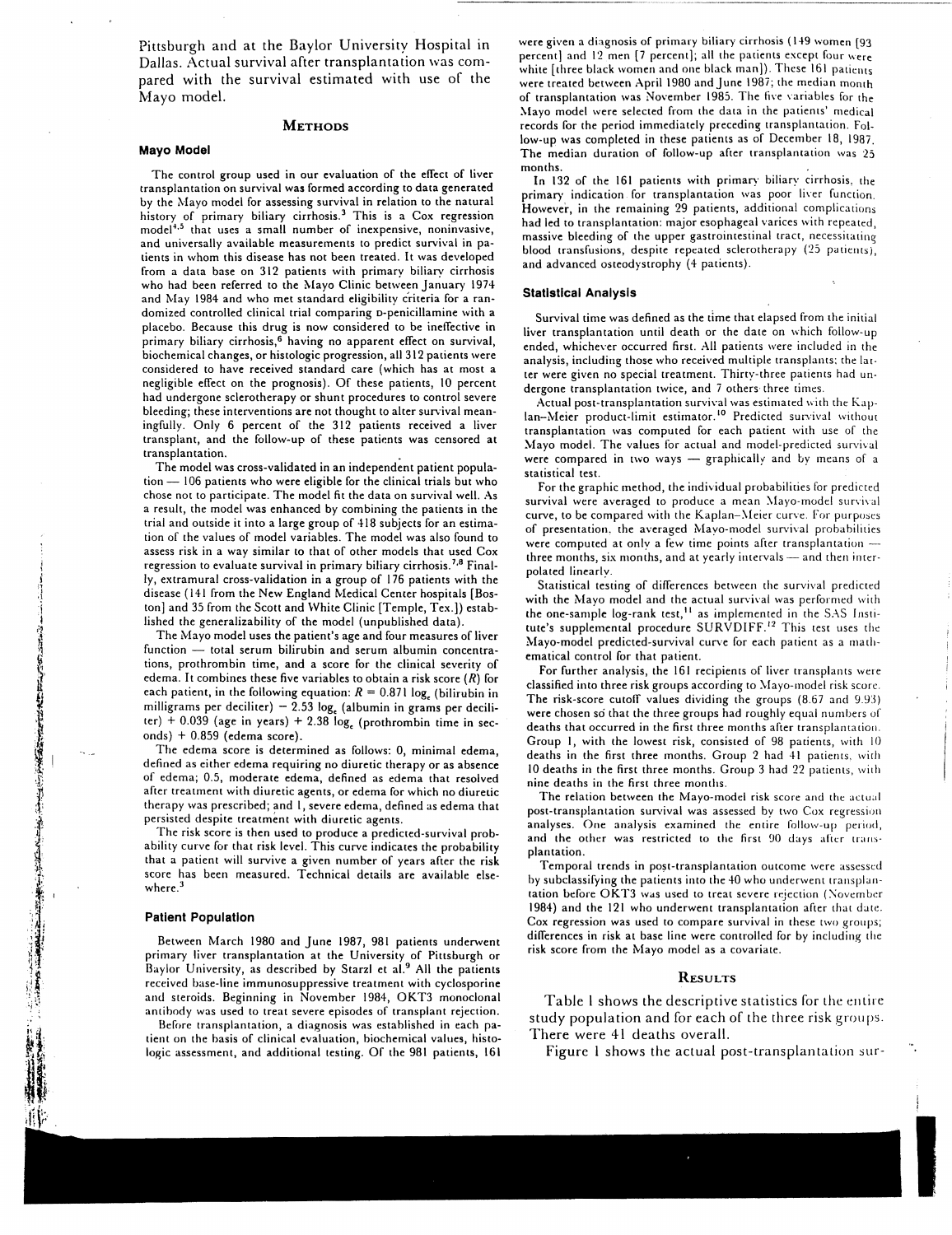Pittsburgh and at the Baylor University Hospital in Dallas. Actual survival after transplantation was compared with the survival estimated with use of the Mayo model.

## METHODS

### Mayo Model

The control group used in our evaluation of the effect of liver transplantation on survival was formed according to data generated by the Mayo model for assessing survival in relation to the natural history of primary biliary cirrhosis.[3] This is a Cox regression model[4,5] that uses a small number of inexpensive, noninvasive, and universally available measurements to predict survival in patients in whom this disease has not been treated. It was developed from a data base on 312 patients with primary biliary cirrhosis who had been referred to the Mayo Clinic between January 1974 and May 1984 and who met standard eligibility criteria for a randomized controlled clinical trial comparing D-penicillamine with a placebo. Because this drug is now considered to be ineffective in primary biliary cirrhosis,[6] having no apparent effect on survival, biochemical changes, or histologic progression, all 312 patients were considered to have received standard care (which has at most a negligible effect on the prognosis). Of these patients, 10 percent had undergone sclerotherapy or shunt procedures to control severe bleeding; these interventions are not thought to alter survival meaningfully. Only 6 percent of the 312 patients received a liver transplant, and the follow-up of these patients was censored at transplantation.

The model was cross-validated in an independent patient population — 106 patients who were eligible for the clinical trials but who chose not to participate. The model fit the data on survival well. As a result, the model was enhanced by combining the patients in the trial and outside it into a large group of 418 subjects for an estimation of the values of model variables. The model was also found to assess risk in a way similar to that of other models that used Cox regression to evaluate survival in primary biliary cirrhosis.[7,8] Finally, extramural cross-validation in a group of 176 patients with the disease (141 from the New England Medical Center hospitals [Boston] and 35 from the Scott and White Clinic [Temple, Tex.]) established the generalizability of the model (unpublished data).

The Mayo model uses the patient's age and four measures of liver function — total serum bilirubin and serum albumin concentrations, prothrombin time, and a score for the clinical severity of edema. It combines these five variables to obtain a risk score ($R$) for each patient, in the following equation: $R = 0.871 \log_e$ (bilirubin in milligrams per deciliter) $- 2.53 \log_e$ (albumin in grams per deciliter) $+ 0.039$ (age in years) $+ 2.38 \log_e$ (prothrombin time in seconds) $+ 0.859$ (edema score).

The edema score is determined as follows: 0, minimal edema, defined as either edema requiring no diuretic therapy or as absence of edema; 0.5, moderate edema, defined as edema that resolved after treatment with diuretic agents, or edema for which no diuretic therapy was prescribed; and 1, severe edema, defined as edema that persisted despite treatment with diuretic agents.

The risk score is then used to produce a predicted-survival probability curve for that risk level. This curve indicates the probability that a patient will survive a given number of years after the risk score has been measured. Technical details are available elsewhere.[3]

### Patient Population

Between March 1980 and June 1987, 981 patients underwent primary liver transplantation at the University of Pittsburgh or Baylor University, as described by Starzl et al.[9] All the patients received base-line immunosuppressive treatment with cyclosporine and steroids. Beginning in November 1984, OKT3 monoclonal antibody was used to treat severe episodes of transplant rejection.

Before transplantation, a diagnosis was established in each patient on the basis of clinical evaluation, biochemical values, histologic assessment, and additional testing. Of the 981 patients, 161 were given a diagnosis of primary biliary cirrhosis (149 women [93 percent] and 12 men [7 percent]; all the patients except four were white [three black women and one black man]). These 161 patients were treated between April 1980 and June 1987; the median month of transplantation was November 1985. The five variables for the Mayo model were selected from the data in the patients' medical records for the period immediately preceding transplantation. Follow-up was completed in these patients as of December 18, 1987. The median duration of follow-up after transplantation was 25 months.

In 132 of the 161 patients with primary biliary cirrhosis, the primary indication for transplantation was poor liver function. However, in the remaining 29 patients, additional complications had led to transplantation: major esophageal varices with repeated, massive bleeding of the upper gastrointestinal tract, necessitating blood transfusions, despite repeated sclerotherapy (25 patients), and advanced osteodystrophy (4 patients).

### Statistical Analysis

Survival time was defined as the time that elapsed from the initial liver transplantation until death or the date on which follow-up ended, whichever occurred first. All patients were included in the analysis, including those who received multiple transplants; the latter were given no special treatment. Thirty-three patients had undergone transplantation twice, and 7 others three times.

Actual post-transplantation survival was estimated with the Kaplan–Meier product-limit estimator.[10] Predicted survival without transplantation was computed for each patient with use of the Mayo model. The values for actual and model-predicted survival were compared in two ways — graphically and by means of a statistical test.

For the graphic method, the individual probabilities for predicted survival were averaged to produce a mean Mayo-model survival curve, to be compared with the Kaplan–Meier curve. For purposes of presentation, the averaged Mayo-model survival probabilities were computed at only a few time points after transplantation — three months, six months, and at yearly intervals — and then interpolated linearly.

Statistical testing of differences between the survival predicted with the Mayo model and the actual survival was performed with the one-sample log-rank test,[11] as implemented in the SAS Institute's supplemental procedure SURVDIFF.[12] This test uses the Mayo-model predicted-survival curve for each patient as a mathematical control for that patient.

For further analysis, the 161 recipients of liver transplants were classified into three risk groups according to Mayo-model risk score. The risk-score cutoff values dividing the groups (8.67 and 9.93) were chosen so that the three groups had roughly equal numbers of deaths that occurred in the first three months after transplantation. Group 1, with the lowest risk, consisted of 98 patients, with 10 deaths in the first three months. Group 2 had 41 patients, with 10 deaths in the first three months. Group 3 had 22 patients, with nine deaths in the first three months.

The relation between the Mayo-model risk score and the actual post-transplantation survival was assessed by two Cox regression analyses. One analysis examined the entire follow-up period, and the other was restricted to the first 90 days after transplantation.

Temporal trends in post-transplantation outcome were assessed by subclassifying the patients into the 40 who underwent transplantation before OKT3 was used to treat severe rejection (November 1984) and the 121 who underwent transplantation after that date. Cox regression was used to compare survival in these two groups; differences in risk at base line were controlled for by including the risk score from the Mayo model as a covariate.

## RESULTS

Table 1 shows the descriptive statistics for the entire study population and for each of the three risk groups. There were 41 deaths overall.

Figure 1 shows the actual post-transplantation sur-